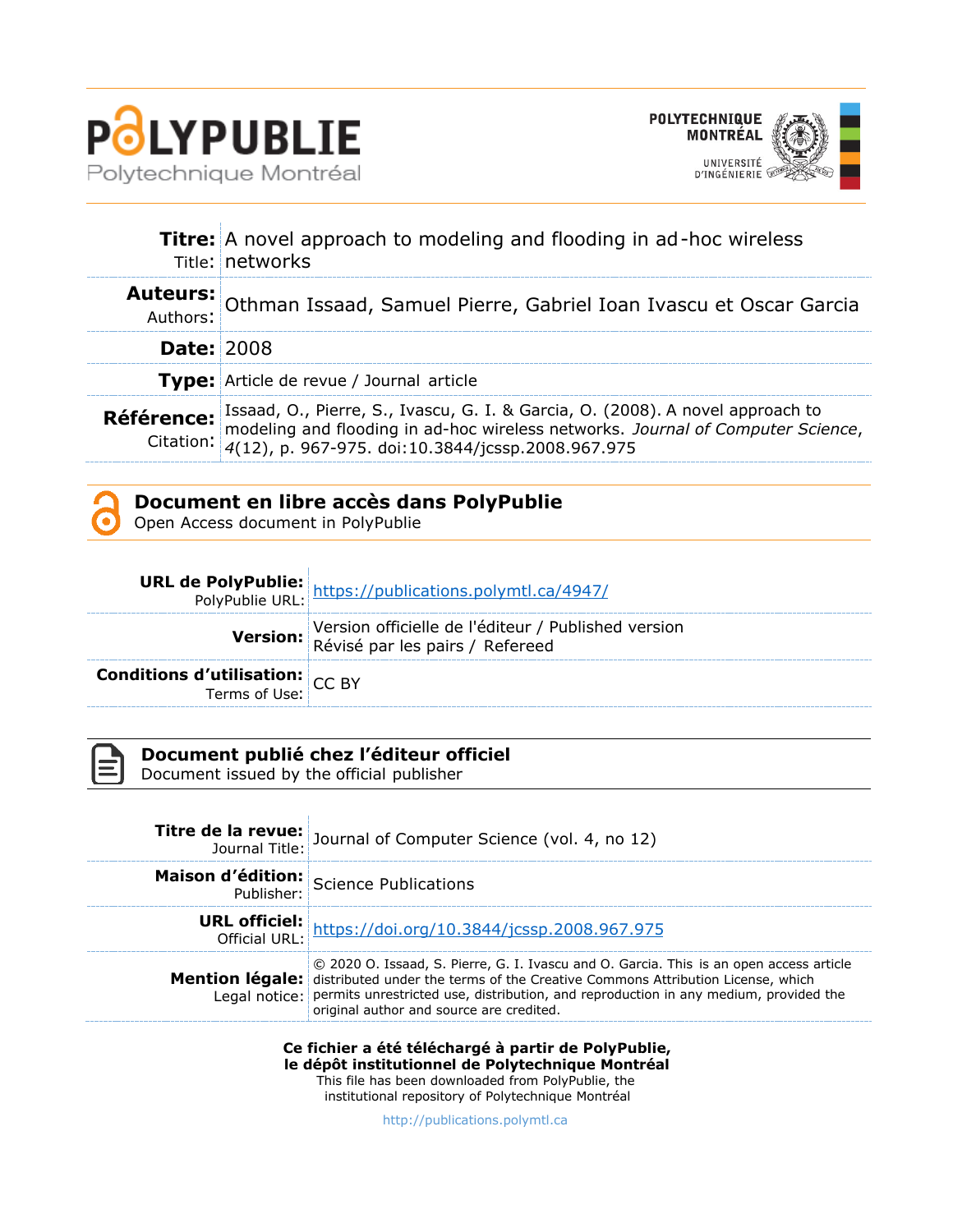# PolyPublie
Polytechnique Montréal

POLYTECHNIQUE MONTRÉAL
UNIVERSITÉ D'INGÉNIERIE

| | |
|---|---|
| **Titre:** Title: | A novel approach to modeling and flooding in ad-hoc wireless networks |
| **Auteurs:** Authors: | Othman Issaad, Samuel Pierre, Gabriel Ioan Ivascu et Oscar Garcia |
| **Date:** | 2008 |
| **Type:** | Article de revue / Journal article |
| **Référence:** Citation: | Issaad, O., Pierre, S., Ivascu, G. I. & Garcia, O. (2008). A novel approach to modeling and flooding in ad-hoc wireless networks. *Journal of Computer Science*, *4*(12), p. 967-975. doi:10.3844/jcssp.2008.967.975 |

## Document en libre accès dans PolyPublie
Open Access document in PolyPublie

| | |
|---|---|
| **URL de PolyPublie:** PolyPublie URL: | https://publications.polymtl.ca/4947/ |
| **Version:** | Version officielle de l'éditeur / Published version Révisé par les pairs / Refereed |
| **Conditions d'utilisation:** Terms of Use: | CC BY |

## Document publié chez l'éditeur officiel
Document issued by the official publisher

| | |
|---|---|
| **Titre de la revue:** Journal Title: | Journal of Computer Science (vol. 4, no 12) |
| **Maison d'édition:** Publisher: | Science Publications |
| **URL officiel:** Official URL: | https://doi.org/10.3844/jcssp.2008.967.975 |
| **Mention légale:** Legal notice: | © 2020 O. Issaad, S. Pierre, G. I. Ivascu and O. Garcia. This is an open access article distributed under the terms of the Creative Commons Attribution License, which permits unrestricted use, distribution, and reproduction in any medium, provided the original author and source are credited. |

**Ce fichier a été téléchargé à partir de PolyPublie, le dépôt institutionnel de Polytechnique Montréal**

This file has been downloaded from PolyPublie, the institutional repository of Polytechnique Montréal

http://publications.polymtl.ca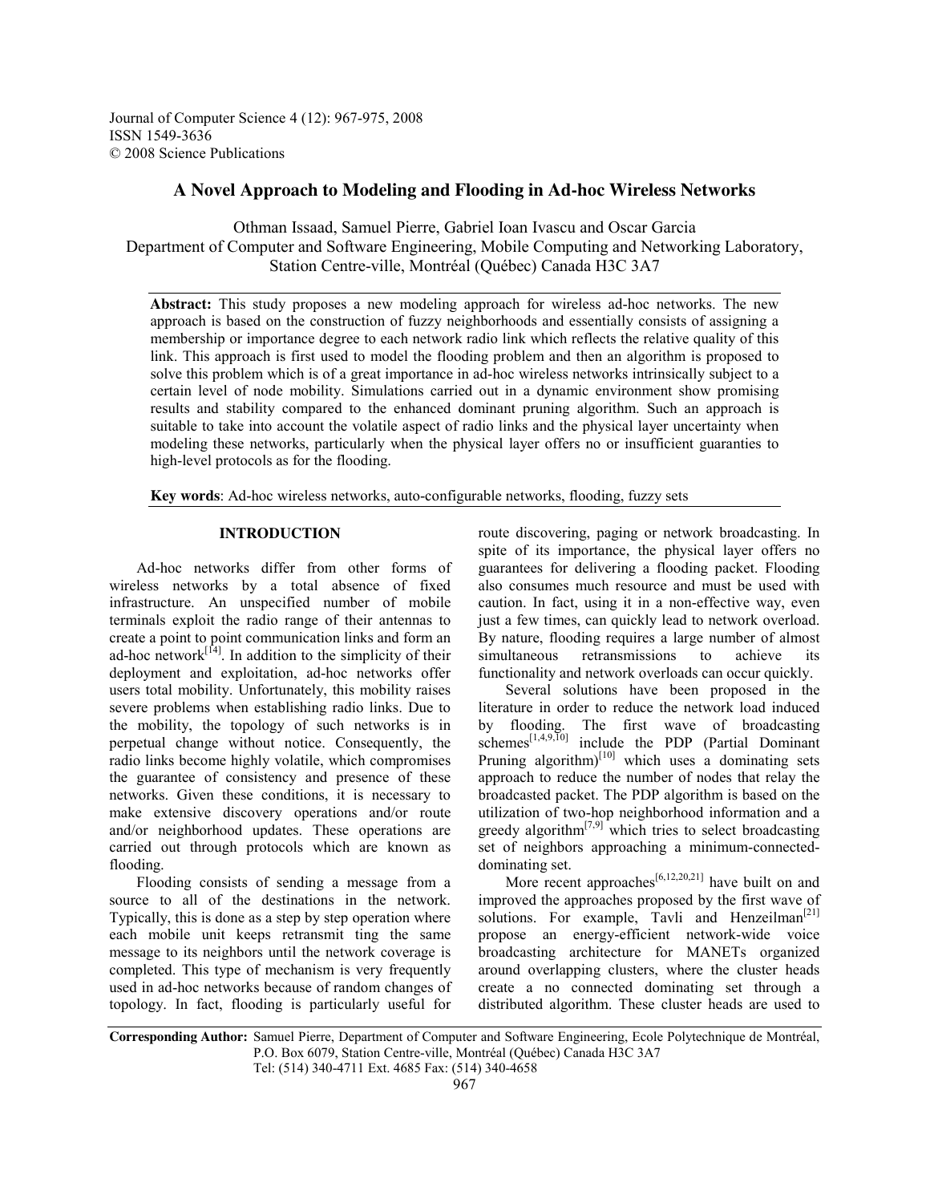Journal of Computer Science 4 (12): 967-975, 2008
ISSN 1549-3636
© 2008 Science Publications

# A Novel Approach to Modeling and Flooding in Ad-hoc Wireless Networks

Othman Issaad, Samuel Pierre, Gabriel Ioan Ivascu and Oscar Garcia
Department of Computer and Software Engineering, Mobile Computing and Networking Laboratory, Station Centre-ville, Montréal (Québec) Canada H3C 3A7

**Abstract:** This study proposes a new modeling approach for wireless ad-hoc networks. The new approach is based on the construction of fuzzy neighborhoods and essentially consists of assigning a membership or importance degree to each network radio link which reflects the relative quality of this link. This approach is first used to model the flooding problem and then an algorithm is proposed to solve this problem which is of a great importance in ad-hoc wireless networks intrinsically subject to a certain level of node mobility. Simulations carried out in a dynamic environment show promising results and stability compared to the enhanced dominant pruning algorithm. Such an approach is suitable to take into account the volatile aspect of radio links and the physical layer uncertainty when modeling these networks, particularly when the physical layer offers no or insufficient guaranties to high-level protocols as for the flooding.

**Key words**: Ad-hoc wireless networks, auto-configurable networks, flooding, fuzzy sets

## INTRODUCTION

Ad-hoc networks differ from other forms of wireless networks by a total absence of fixed infrastructure. An unspecified number of mobile terminals exploit the radio range of their antennas to create a point to point communication links and form an ad-hoc network[14]. In addition to the simplicity of their deployment and exploitation, ad-hoc networks offer users total mobility. Unfortunately, this mobility raises severe problems when establishing radio links. Due to the mobility, the topology of such networks is in perpetual change without notice. Consequently, the radio links become highly volatile, which compromises the guarantee of consistency and presence of these networks. Given these conditions, it is necessary to make extensive discovery operations and/or route and/or neighborhood updates. These operations are carried out through protocols which are known as flooding.

Flooding consists of sending a message from a source to all of the destinations in the network. Typically, this is done as a step by step operation where each mobile unit keeps retransmit ting the same message to its neighbors until the network coverage is completed. This type of mechanism is very frequently used in ad-hoc networks because of random changes of topology. In fact, flooding is particularly useful for route discovering, paging or network broadcasting. In spite of its importance, the physical layer offers no guarantees for delivering a flooding packet. Flooding also consumes much resource and must be used with caution. In fact, using it in a non-effective way, even just a few times, can quickly lead to network overload. By nature, flooding requires a large number of almost simultaneous retransmissions to achieve its functionality and network overloads can occur quickly.

Several solutions have been proposed in the literature in order to reduce the network load induced by flooding. The first wave of broadcasting schemes[1,4,9,10] include the PDP (Partial Dominant Pruning algorithm)[10] which uses a dominating sets approach to reduce the number of nodes that relay the broadcasted packet. The PDP algorithm is based on the utilization of two-hop neighborhood information and a greedy algorithm[7,9] which tries to select broadcasting set of neighbors approaching a minimum-connected-dominating set.

More recent approaches[6,12,20,21] have built on and improved the approaches proposed by the first wave of solutions. For example, Tavli and Henzeilman[21] propose an energy-efficient network-wide voice broadcasting architecture for MANETs organized around overlapping clusters, where the cluster heads create a no connected dominating set through a distributed algorithm. These cluster heads are used to

**Corresponding Author:** Samuel Pierre, Department of Computer and Software Engineering, Ecole Polytechnique de Montréal, P.O. Box 6079, Station Centre-ville, Montréal (Québec) Canada H3C 3A7
Tel: (514) 340-4711 Ext. 4685 Fax: (514) 340-4658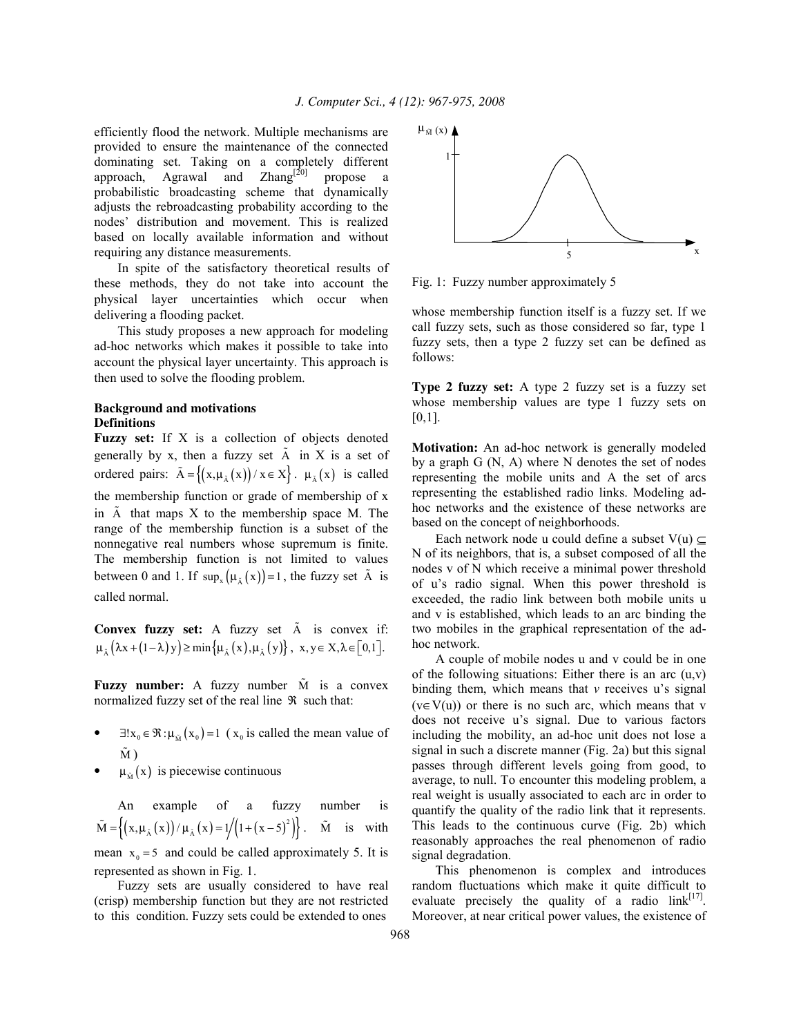efficiently flood the network. Multiple mechanisms are provided to ensure the maintenance of the connected dominating set. Taking on a completely different approach, Agrawal and Zhang[20] propose a probabilistic broadcasting scheme that dynamically adjusts the rebroadcasting probability according to the nodes' distribution and movement. This is realized based on locally available information and without requiring any distance measurements.

In spite of the satisfactory theoretical results of these methods, they do not take into account the physical layer uncertainties which occur when delivering a flooding packet.

This study proposes a new approach for modeling ad-hoc networks which makes it possible to take into account the physical layer uncertainty. This approach is then used to solve the flooding problem.

## Background and motivations

### Definitions

**Fuzzy set:** If X is a collection of objects denoted generally by x, then a fuzzy set $\tilde{A}$ in X is a set of ordered pairs: $\tilde{A} = \{(x, \mu_{\tilde{A}}(x)) / x \in X\}$. $\mu_{\tilde{A}}(x)$ is called the membership function or grade of membership of x in $\tilde{A}$ that maps X to the membership space M. The range of the membership function is a subset of the nonnegative real numbers whose supremum is finite. The membership function is not limited to values between 0 and 1. If $\sup_x(\mu_{\tilde{A}}(x)) = 1$, the fuzzy set $\tilde{A}$ is called normal.

**Convex fuzzy set:** A fuzzy set $\tilde{A}$ is convex if: $\mu_{\tilde{A}}(\lambda x + (1-\lambda)y) \geq \min\{\mu_{\tilde{A}}(x), \mu_{\tilde{A}}(y)\}$, $x, y \in X, \lambda \in [0,1]$.

**Fuzzy number:** A fuzzy number $\tilde{M}$ is a convex normalized fuzzy set of the real line $\Re$ such that:

- $\exists! x_0 \in \Re : \mu_{\tilde{M}}(x_0) = 1$ ($x_0$ is called the mean value of $\tilde{M}$)
- $\mu_{\tilde{M}}(x)$ is piecewise continuous

An example of a fuzzy number is $\tilde{M} = \{(x, \mu_{\tilde{A}}(x)) / \mu_{\tilde{A}}(x) = 1/(1+(x-5)^2)\}$. $\tilde{M}$ is with mean $x_0 = 5$ and could be called approximately 5. It is represented as shown in Fig. 1.

Fuzzy sets are usually considered to have real (crisp) membership function but they are not restricted to this condition. Fuzzy sets could be extended to ones

$\mu_{\tilde{M}}(x)$

1

5

x

Fig. 1: Fuzzy number approximately 5

whose membership function itself is a fuzzy set. If we call fuzzy sets, such as those considered so far, type 1 fuzzy sets, then a type 2 fuzzy set can be defined as follows:

**Type 2 fuzzy set:** A type 2 fuzzy set is a fuzzy set whose membership values are type 1 fuzzy sets on [0,1].

**Motivation:** An ad-hoc network is generally modeled by a graph G (N, A) where N denotes the set of nodes representing the mobile units and A the set of arcs representing the established radio links. Modeling ad-hoc networks and the existence of these networks are based on the concept of neighborhoods.

Each network node u could define a subset $V(u) \subseteq N$ of its neighbors, that is, a subset composed of all the nodes v of N which receive a minimal power threshold of u's radio signal. When this power threshold is exceeded, the radio link between both mobile units u and v is established, which leads to an arc binding the two mobiles in the graphical representation of the ad-hoc network.

A couple of mobile nodes u and v could be in one of the following situations: Either there is an arc (u,v) binding them, which means that *v* receives u's signal ($v \in V(u)$) or there is no such arc, which means that v does not receive u's signal. Due to various factors including the mobility, an ad-hoc unit does not lose a signal in such a discrete manner (Fig. 2a) but this signal passes through different levels going from good, to average, to null. To encounter this modeling problem, a real weight is usually associated to each arc in order to quantify the quality of the radio link that it represents. This leads to the continuous curve (Fig. 2b) which reasonably approaches the real phenomenon of radio signal degradation.

This phenomenon is complex and introduces random fluctuations which make it quite difficult to evaluate precisely the quality of a radio link[17]. Moreover, at near critical power values, the existence of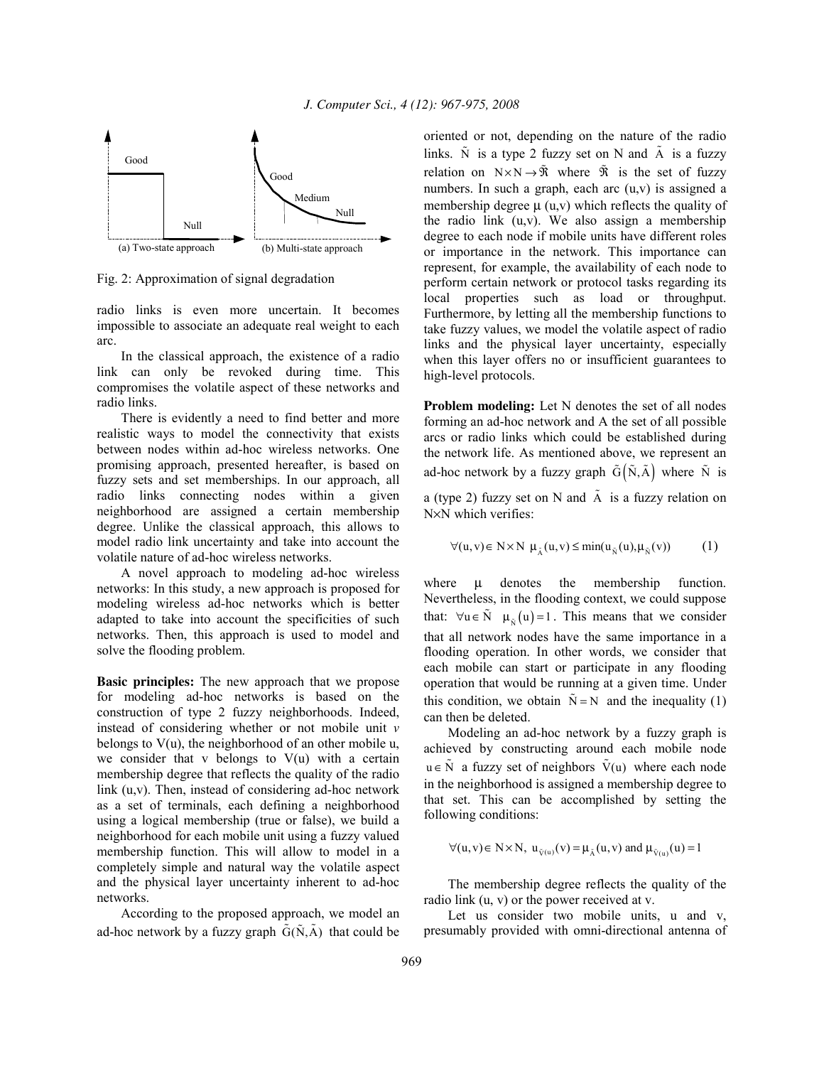Good

Null

(a) Two-state approach

Good

Medium

Null

(b) Multi-state approach

Fig. 2: Approximation of signal degradation

radio links is even more uncertain. It becomes impossible to associate an adequate real weight to each arc.

In the classical approach, the existence of a radio link can only be revoked during time. This compromises the volatile aspect of these networks and radio links.

There is evidently a need to find better and more realistic ways to model the connectivity that exists between nodes within ad-hoc wireless networks. One promising approach, presented hereafter, is based on fuzzy sets and set memberships. In our approach, all radio links connecting nodes within a given neighborhood are assigned a certain membership degree. Unlike the classical approach, this allows to model radio link uncertainty and take into account the volatile nature of ad-hoc wireless networks.

A novel approach to modeling ad-hoc wireless networks: In this study, a new approach is proposed for modeling wireless ad-hoc networks which is better adapted to take into account the specificities of such networks. Then, this approach is used to model and solve the flooding problem.

**Basic principles:** The new approach that we propose for modeling ad-hoc networks is based on the construction of type 2 fuzzy neighborhoods. Indeed, instead of considering whether or not mobile unit *v* belongs to V(u), the neighborhood of an other mobile u, we consider that v belongs to V(u) with a certain membership degree that reflects the quality of the radio link (u,v). Then, instead of considering ad-hoc network as a set of terminals, each defining a neighborhood using a logical membership (true or false), we build a neighborhood for each mobile unit using a fuzzy valued membership function. This will allow to model in a completely simple and natural way the volatile aspect and the physical layer uncertainty inherent to ad-hoc networks.

According to the proposed approach, we model an ad-hoc network by a fuzzy graph $\tilde{G}(\tilde{N},\tilde{A})$ that could be oriented or not, depending on the nature of the radio links. $\tilde{N}$ is a type 2 fuzzy set on N and $\tilde{A}$ is a fuzzy relation on $N \times N \to \tilde{\mathfrak{R}}$ where $\tilde{\mathfrak{R}}$ is the set of fuzzy numbers. In such a graph, each arc (u,v) is assigned a membership degree $\mu$ (u,v) which reflects the quality of the radio link (u,v). We also assign a membership degree to each node if mobile units have different roles or importance in the network. This importance can represent, for example, the availability of each node to perform certain network or protocol tasks regarding its local properties such as load or throughput. Furthermore, by letting all the membership functions to take fuzzy values, we model the volatile aspect of radio links and the physical layer uncertainty, especially when this layer offers no or insufficient guarantees to high-level protocols.

**Problem modeling:** Let N denotes the set of all nodes forming an ad-hoc network and A the set of all possible arcs or radio links which could be established during the network life. As mentioned above, we represent an ad-hoc network by a fuzzy graph $\tilde{G}\left(\tilde{N},\tilde{A}\right)$ where $\tilde{N}$ is a (type 2) fuzzy set on N and $\tilde{A}$ is a fuzzy relation on N×N which verifies:

$$\forall (u,v) \in N \times N \;\; \mu_{\tilde{A}}(u,v) \leq \min(u_{\tilde{N}}(u), \mu_{\tilde{N}}(v)) \qquad (1)$$

where $\mu$ denotes the membership function. Nevertheless, in the flooding context, we could suppose that: $\forall u \in \tilde{N} \;\; \mu_{\tilde{N}}(u) = 1$. This means that we consider that all network nodes have the same importance in a flooding operation. In other words, we consider that each mobile can start or participate in any flooding operation that would be running at a given time. Under this condition, we obtain $\tilde{N} = N$ and the inequality (1) can then be deleted.

Modeling an ad-hoc network by a fuzzy graph is achieved by constructing around each mobile node $u \in \tilde{N}$ a fuzzy set of neighbors $\tilde{V}(u)$ where each node in the neighborhood is assigned a membership degree to that set. This can be accomplished by setting the following conditions:

$$\forall (u,v) \in N \times N, \; u_{\tilde{V}(u)}(v) = \mu_{\tilde{A}}(u,v) \text{ and } \mu_{\tilde{V}(u)}(u) = 1$$

The membership degree reflects the quality of the radio link (u, v) or the power received at v.

Let us consider two mobile units, u and v, presumably provided with omni-directional antenna of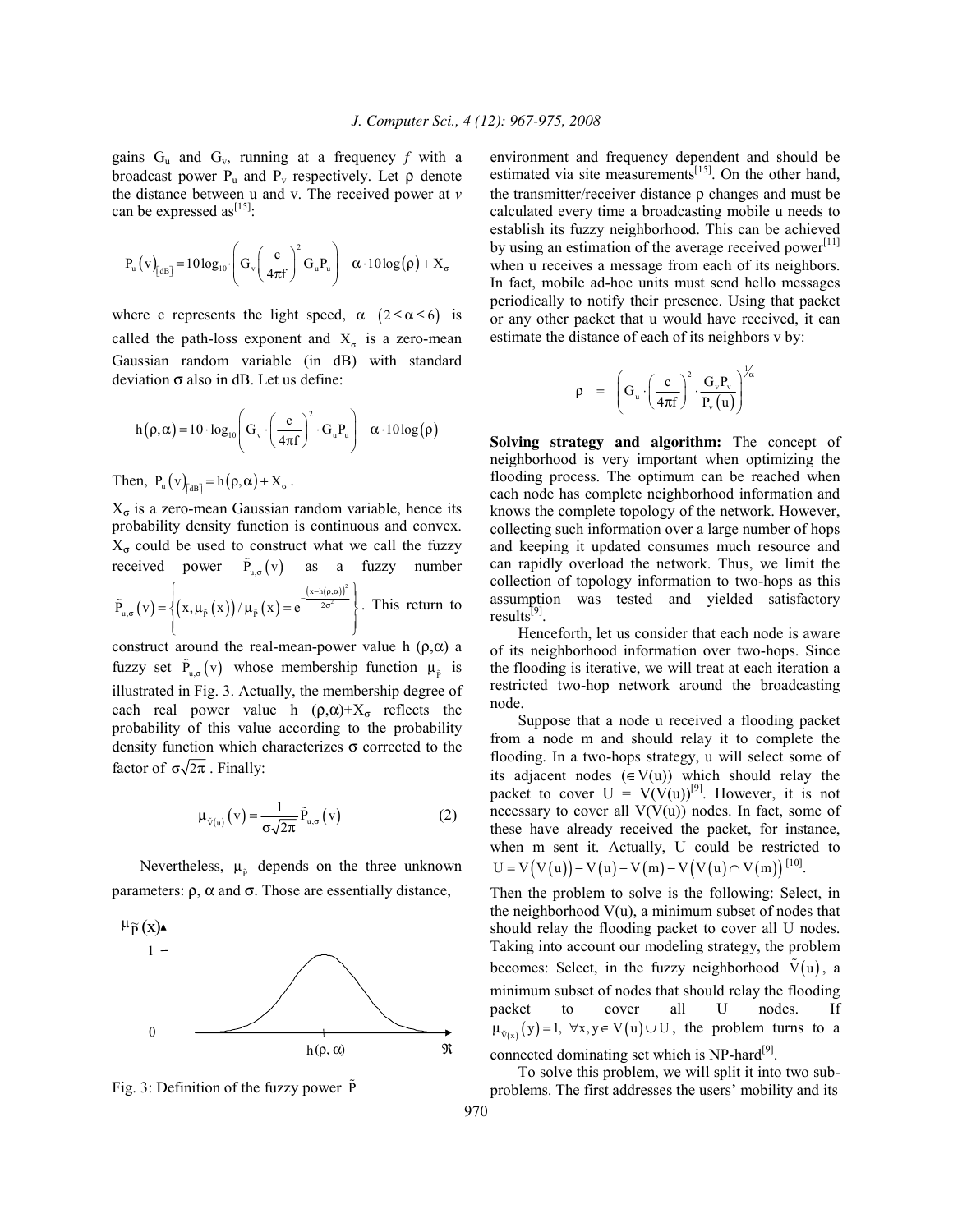gains $G_u$ and $G_v$, running at a frequency *f* with a broadcast power $P_u$ and $P_v$ respectively. Let $\rho$ denote the distance between u and v. The received power at *v* can be expressed as[15]:

$$P_u(v)_{[dB]} = 10\log_{10}\left(G_v\left(\frac{c}{4\pi f}\right)^2 G_u P_u\right) - \alpha \cdot 10\log(\rho) + X_\sigma$$

where c represents the light speed, $\alpha$ $(2 \le \alpha \le 6)$ is called the path-loss exponent and $X_\sigma$ is a zero-mean Gaussian random variable (in dB) with standard deviation $\sigma$ also in dB. Let us define:

$$h(\rho,\alpha) = 10 \cdot \log_{10}\left(G_v \cdot \left(\frac{c}{4\pi f}\right)^2 \cdot G_u P_u\right) - \alpha \cdot 10\log(\rho)$$

Then, $P_u(v)_{[dB]} = h(\rho,\alpha) + X_\sigma$.

$X_\sigma$ is a zero-mean Gaussian random variable, hence its probability density function is continuous and convex. $X_\sigma$ could be used to construct what we call the fuzzy received power $\tilde{P}_{u,\sigma}(v)$ as a fuzzy number $\tilde{P}_{u,\sigma}(v) = \left\{(x, \mu_{\tilde{P}}(x)) / \mu_{\tilde{P}}(x) = e^{-\frac{(x-h(\rho,\alpha))^2}{2\sigma^2}}\right\}$. This return to construct around the real-mean-power value h $(\rho,\alpha)$ a fuzzy set $\tilde{P}_{u,\sigma}(v)$ whose membership function $\mu_{\tilde{P}}$ is illustrated in Fig. 3. Actually, the membership degree of each real power value h $(\rho,\alpha)+X_\sigma$ reflects the probability of this value according to the probability density function which characterizes $\sigma$ corrected to the factor of $\sigma\sqrt{2\pi}$. Finally:

$$\mu_{\tilde{V}(u)}(v) = \frac{1}{\sigma\sqrt{2\pi}} \tilde{P}_{u,\sigma}(v) \qquad (2)$$

Nevertheless, $\mu_{\tilde{P}}$ depends on the three unknown parameters: $\rho$, $\alpha$ and $\sigma$. Those are essentially distance, environment and frequency dependent and should be estimated via site measurements[15]. On the other hand, the transmitter/receiver distance $\rho$ changes and must be calculated every time a broadcasting mobile u needs to establish its fuzzy neighborhood. This can be achieved by using an estimation of the average received power[11] when u receives a message from each of its neighbors. In fact, mobile ad-hoc units must send hello messages periodically to notify their presence. Using that packet or any other packet that u would have received, it can estimate the distance of each of its neighbors v by:

$$\rho = \left(G_u \cdot \left(\frac{c}{4\pi f}\right)^2 \cdot \frac{G_v P_v}{P_v(u)}\right)^{1/\alpha}$$

$\mu_{\tilde{P}}(x)$

1

0

$h(\rho, \alpha)$

$\Re$

Fig. 3: Definition of the fuzzy power $\tilde{P}$

**Solving strategy and algorithm:** The concept of neighborhood is very important when optimizing the flooding process. The optimum can be reached when each node has complete neighborhood information and knows the complete topology of the network. However, collecting such information over a large number of hops and keeping it updated consumes much resource and can rapidly overload the network. Thus, we limit the collection of topology information to two-hops as this assumption was tested and yielded satisfactory results[9].

Henceforth, let us consider that each node is aware of its neighborhood information over two-hops. Since the flooding is iterative, we will treat at each iteration a restricted two-hop network around the broadcasting node.

Suppose that a node u received a flooding packet from a node m and should relay it to complete the flooding. In a two-hops strategy, u will select some of its adjacent nodes ($\in$ V(u)) which should relay the packet to cover U = V(V(u))[9]. However, it is not necessary to cover all V(V(u)) nodes. In fact, some of these have already received the packet, for instance, when m sent it. Actually, U could be restricted to $U = V(V(u)) - V(u) - V(m) - V(V(u) \cap V(m))$ [10].

Then the problem to solve is the following: Select, in the neighborhood V(u), a minimum subset of nodes that should relay the flooding packet to cover all U nodes. Taking into account our modeling strategy, the problem becomes: Select, in the fuzzy neighborhood $\tilde{V}(u)$, a minimum subset of nodes that should relay the flooding packet to cover all U nodes. If $\mu_{\tilde{V}(x)}(y) = 1,\ \forall x, y \in V(u) \cup U$, the problem turns to a connected dominating set which is NP-hard[9].

To solve this problem, we will split it into two sub-problems. The first addresses the users' mobility and its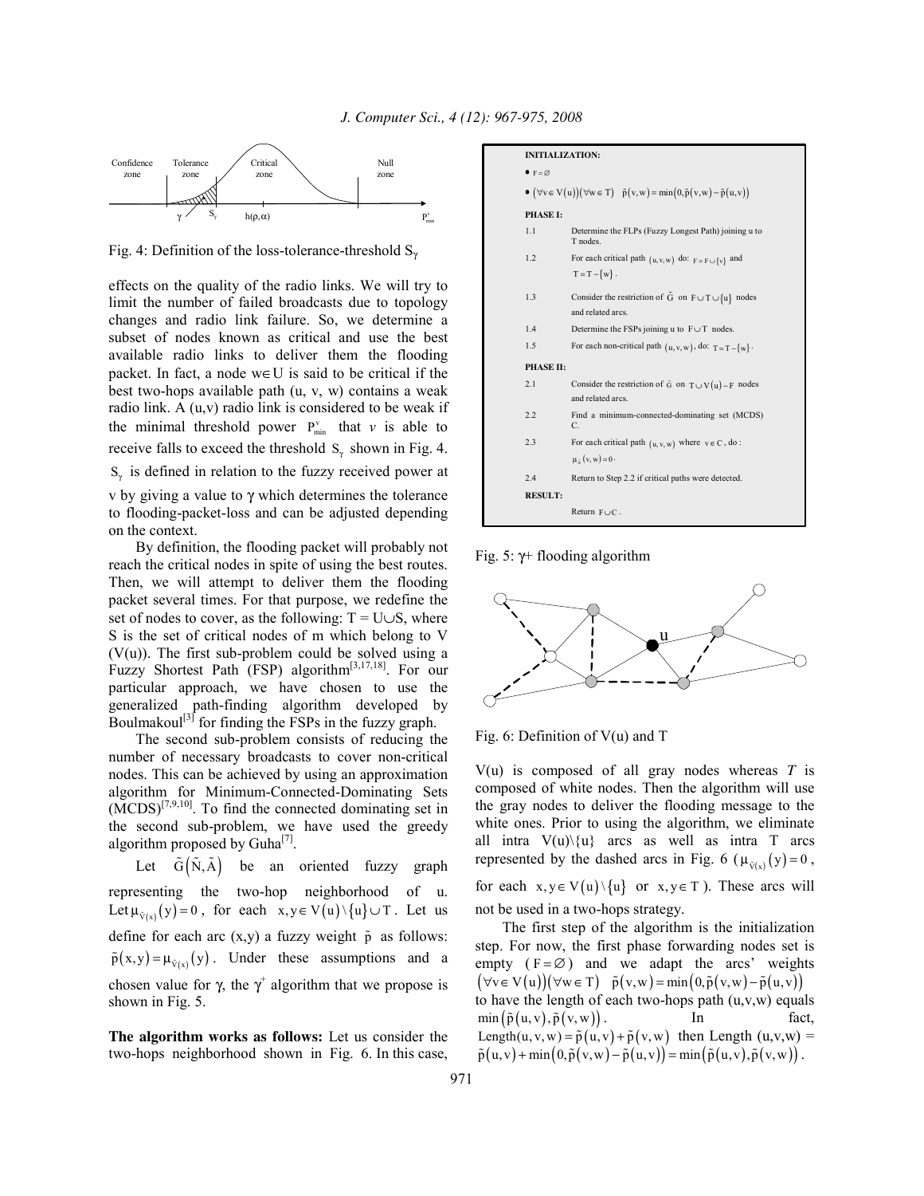Confidence zone

Tolerance zone

Critical zone

Null zone

$\gamma$

$S_\gamma$

$h(\rho,\alpha)$

$P^v_{min}$

Fig. 4: Definition of the loss-tolerance-threshold $S_\gamma$

effects on the quality of the radio links. We will try to limit the number of failed broadcasts due to topology changes and radio link failure. So, we determine a subset of nodes known as critical and use the best available radio links to deliver them the flooding packet. In fact, a node $w \in U$ is said to be critical if the best two-hops available path (u, v, w) contains a weak radio link. A (u,v) radio link is considered to be weak if the minimal threshold power $P^v_{min}$ that *v* is able to receive falls to exceed the threshold $S_\gamma$ shown in Fig. 4. $S_\gamma$ is defined in relation to the fuzzy received power at v by giving a value to $\gamma$ which determines the tolerance to flooding-packet-loss and can be adjusted depending on the context.

By definition, the flooding packet will probably not reach the critical nodes in spite of using the best routes. Then, we will attempt to deliver them the flooding packet several times. For that purpose, we redefine the set of nodes to cover, as the following: $T = U \cup S$, where S is the set of critical nodes of m which belong to V (V(u)). The first sub-problem could be solved using a Fuzzy Shortest Path (FSP) algorithm[3,17,18]. For our particular approach, we have chosen to use the generalized path-finding algorithm developed by Boulmakoul[3] for finding the FSPs in the fuzzy graph.

The second sub-problem consists of reducing the number of necessary broadcasts to cover non-critical nodes. This can be achieved by using an approximation algorithm for Minimum-Connected-Dominating Sets (MCDS)[7,9,10]. To find the connected dominating set in the second sub-problem, we have used the greedy algorithm proposed by Guha[7].

Let $\tilde{G}(\tilde{N},\tilde{A})$ be an oriented fuzzy graph representing the two-hop neighborhood of u. Let $\mu_{\tilde{V}(x)}(y) = 0$, for each $x, y \in V(u)\setminus\{u\} \cup T$. Let us define for each arc (x,y) a fuzzy weight $\tilde{p}$ as follows: $\tilde{p}(x,y) = \mu_{\tilde{V}(x)}(y)$. Under these assumptions and a chosen value for $\gamma$, the $\gamma^+$ algorithm that we propose is shown in Fig. 5.

**INITIALIZATION:**

- $F = \varnothing$
- $(\forall v \in V(u))(\forall w \in T)\quad \tilde{p}(v,w) = \min(0, \tilde{p}(v,w) - \tilde{p}(u,v))$

**PHASE I:**

| | |
|---|---|
| 1.1 | Determine the FLPs (Fuzzy Longest Path) joining u to T nodes. |
| 1.2 | For each critical path $(u,v,w)$ do: $F = F \cup \{v\}$ and $T = T - \{w\}$. |
| 1.3 | Consider the restriction of $\tilde{G}$ on $F \cup T \cup \{u\}$ nodes and related arcs. |
| 1.4 | Determine the FSPs joining u to $F \cup T$ nodes. |
| 1.5 | For each non-critical path $(u,v,w)$, do: $T = T - \{w\}$. |

**PHASE II:**

| | |
|---|---|
| 2.1 | Consider the restriction of $\tilde{G}$ on $T \cup V(u) - F$ nodes and related arcs. |
| 2.2 | Find a minimum-connected-dominating set (MCDS) C. |
| 2.3 | For each critical path $(u,v,w)$ where $v \in C$, do : $\mu_{\tilde{A}}(v,w) = 0$. |
| 2.4 | Return to Step 2.2 if critical paths were detected. |

**RESULT:**

Return $F \cup C$.

Fig. 5: $\gamma$+ flooding algorithm

u

Fig. 6: Definition of V(u) and T

**The algorithm works as follows:** Let us consider the two-hops neighborhood shown in Fig. 6. In this case, V(u) is composed of all gray nodes whereas *T* is composed of white nodes. Then the algorithm will use the gray nodes to deliver the flooding message to the white ones. Prior to using the algorithm, we eliminate all intra $V(u)\setminus\{u\}$ arcs as well as intra T arcs represented by the dashed arcs in Fig. 6 ($\mu_{\tilde{V}(x)}(y) = 0$, for each $x, y \in V(u)\setminus\{u\}$ or $x, y \in T$). These arcs will not be used in a two-hops strategy.

The first step of the algorithm is the initialization step. For now, the first phase forwarding nodes set is empty ($F = \varnothing$) and we adapt the arcs' weights $(\forall v \in V(u))(\forall w \in T)\quad \tilde{p}(v,w) = \min(0, \tilde{p}(v,w) - \tilde{p}(u,v))$ to have the length of each two-hops path (u,v,w) equals $\min(\tilde{p}(u,v), \tilde{p}(v,w))$. In fact, $\text{Length}(u,v,w) = \tilde{p}(u,v) + \tilde{p}(v,w)$ then Length (u,v,w) = $\tilde{p}(u,v) + \min(0, \tilde{p}(v,w) - \tilde{p}(u,v)) = \min(\tilde{p}(u,v), \tilde{p}(v,w))$.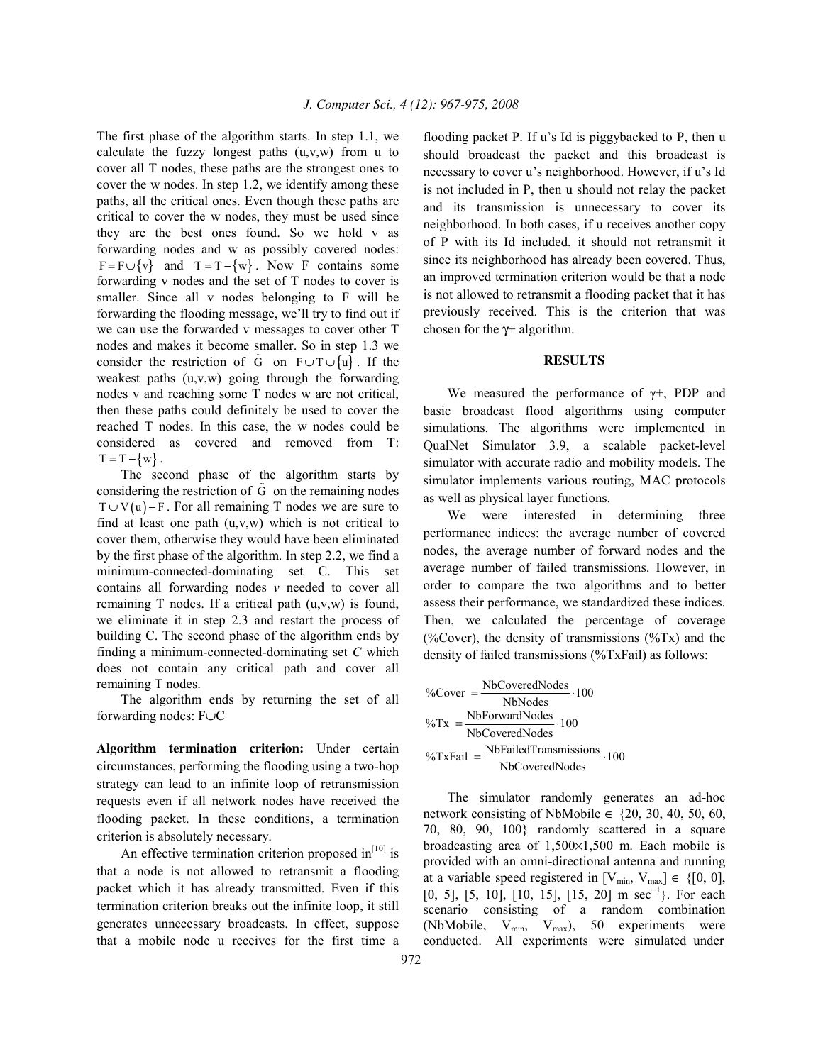The first phase of the algorithm starts. In step 1.1, we calculate the fuzzy longest paths (u,v,w) from u to cover all T nodes, these paths are the strongest ones to cover the w nodes. In step 1.2, we identify among these paths, all the critical ones. Even though these paths are critical to cover the w nodes, they must be used since they are the best ones found. So we hold v as forwarding nodes and w as possibly covered nodes: $F = F \cup \{v\}$ and $T = T - \{w\}$. Now F contains some forwarding v nodes and the set of T nodes to cover is smaller. Since all v nodes belonging to F will be forwarding the flooding message, we'll try to find out if we can use the forwarded v messages to cover other T nodes and makes it become smaller. So in step 1.3 we consider the restriction of $\tilde{G}$ on $F \cup T \cup \{u\}$. If the weakest paths (u,v,w) going through the forwarding nodes v and reaching some T nodes w are not critical, then these paths could definitely be used to cover the reached T nodes. In this case, the w nodes could be considered as covered and removed from T: $T = T - \{w\}$.

The second phase of the algorithm starts by considering the restriction of $\tilde{G}$ on the remaining nodes $T \cup V(u) - F$. For all remaining T nodes we are sure to find at least one path (u,v,w) which is not critical to cover them, otherwise they would have been eliminated by the first phase of the algorithm. In step 2.2, we find a minimum-connected-dominating set C. This set contains all forwarding nodes *v* needed to cover all remaining T nodes. If a critical path (u,v,w) is found, we eliminate it in step 2.3 and restart the process of building C. The second phase of the algorithm ends by finding a minimum-connected-dominating set *C* which does not contain any critical path and cover all remaining T nodes.

The algorithm ends by returning the set of all forwarding nodes: $F \cup C$

**Algorithm termination criterion:** Under certain circumstances, performing the flooding using a two-hop strategy can lead to an infinite loop of retransmission requests even if all network nodes have received the flooding packet. In these conditions, a termination criterion is absolutely necessary.

An effective termination criterion proposed in[10] is that a node is not allowed to retransmit a flooding packet which it has already transmitted. Even if this termination criterion breaks out the infinite loop, it still generates unnecessary broadcasts. In effect, suppose that a mobile node u receives for the first time a flooding packet P. If u's Id is piggybacked to P, then u should broadcast the packet and this broadcast is necessary to cover u's neighborhood. However, if u's Id is not included in P, then u should not relay the packet and its transmission is unnecessary to cover its neighborhood. In both cases, if u receives another copy of P with its Id included, it should not retransmit it since its neighborhood has already been covered. Thus, an improved termination criterion would be that a node is not allowed to retransmit a flooding packet that it has previously received. This is the criterion that was chosen for the γ+ algorithm.

## RESULTS

We measured the performance of γ+, PDP and basic broadcast flood algorithms using computer simulations. The algorithms were implemented in QualNet Simulator 3.9, a scalable packet-level simulator with accurate radio and mobility models. The simulator implements various routing, MAC protocols as well as physical layer functions.

We were interested in determining three performance indices: the average number of covered nodes, the average number of forward nodes and the average number of failed transmissions. However, in order to compare the two algorithms and to better assess their performance, we standardized these indices. Then, we calculated the percentage of coverage (%Cover), the density of transmissions (%Tx) and the density of failed transmissions (%TxFail) as follows:

$$\%\text{Cover} = \frac{\text{NbCoveredNodes}}{\text{NbNodes}} \cdot 100$$

$$\%\text{Tx} = \frac{\text{NbForwardNodes}}{\text{NbCoveredNodes}} \cdot 100$$

$$\%\text{TxFail} = \frac{\text{NbFailedTransmissions}}{\text{NbCoveredNodes}} \cdot 100$$

The simulator randomly generates an ad-hoc network consisting of NbMobile ∈ {20, 30, 40, 50, 60, 70, 80, 90, 100} randomly scattered in a square broadcasting area of 1,500×1,500 m. Each mobile is provided with an omni-directional antenna and running at a variable speed registered in $[V_{min}, V_{max}] \in \{[0, 0], [0, 5], [5, 10], [10, 15], [15, 20]\ \text{m sec}^{-1}\}$. For each scenario consisting of a random combination (NbMobile, $V_{min}$, $V_{max}$), 50 experiments were conducted. All experiments were simulated under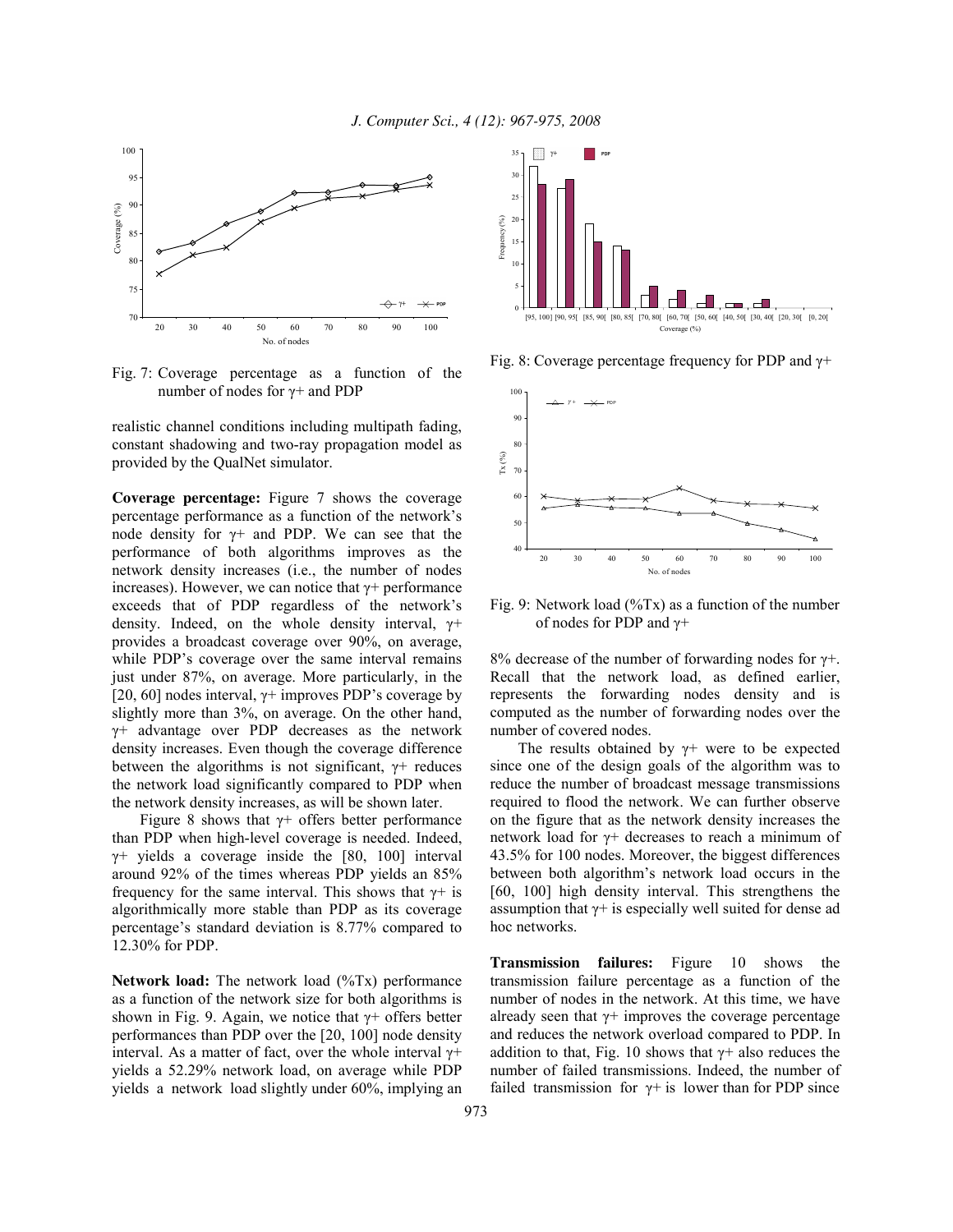100

95

90

85

80

75

70

Coverage (%)

20 30 40 50 60 70 80 90 100

No. of nodes

γ+ PDP

Fig. 7: Coverage percentage as a function of the number of nodes for γ+ and PDP

realistic channel conditions including multipath fading, constant shadowing and two-ray propagation model as provided by the QualNet simulator.

**Coverage percentage:** Figure 7 shows the coverage percentage performance as a function of the network's node density for γ+ and PDP. We can see that the performance of both algorithms improves as the network density increases (i.e., the number of nodes increases). However, we can notice that γ+ performance exceeds that of PDP regardless of the network's density. Indeed, on the whole density interval, γ+ provides a broadcast coverage over 90%, on average, while PDP's coverage over the same interval remains just under 87%, on average. More particularly, in the [20, 60] nodes interval, γ+ improves PDP's coverage by slightly more than 3%, on average. On the other hand, γ+ advantage over PDP decreases as the network density increases. Even though the coverage difference between the algorithms is not significant, γ+ reduces the network load significantly compared to PDP when the network density increases, as will be shown later.

Figure 8 shows that γ+ offers better performance than PDP when high-level coverage is needed. Indeed, γ+ yields a coverage inside the [80, 100] interval around 92% of the times whereas PDP yields an 85% frequency for the same interval. This shows that γ+ is algorithmically more stable than PDP as its coverage percentage's standard deviation is 8.77% compared to 12.30% for PDP.

**Network load:** The network load (%Tx) performance as a function of the network size for both algorithms is shown in Fig. 9. Again, we notice that γ+ offers better performances than PDP over the [20, 100] node density interval. As a matter of fact, over the whole interval γ+ yields a 52.29% network load, on average while PDP yields a network load slightly under 60%, implying an 8% decrease of the number of forwarding nodes for γ+. Recall that the network load, as defined earlier, represents the forwarding nodes density and is computed as the number of forwarding nodes over the number of covered nodes.

35

30

25

20

15

10

5

0

Frequency (%)

γ+ PDP

[95, 100] [90, 95[ [85, 90[ [80, 85[ [70, 80[ [60, 70[ [50, 60[ [40, 50[ [30, 40[ [20, 30[ [0, 20[

Coverage (%)

Fig. 8: Coverage percentage frequency for PDP and γ+

100

90

80

70

60

50

40

Tx (%)

γ+ PDP

20 30 40 50 60 70 80 90 100

No. of nodes

Fig. 9: Network load (%Tx) as a function of the number of nodes for PDP and γ+

The results obtained by γ+ were to be expected since one of the design goals of the algorithm was to reduce the number of broadcast message transmissions required to flood the network. We can further observe on the figure that as the network density increases the network load for γ+ decreases to reach a minimum of 43.5% for 100 nodes. Moreover, the biggest differences between both algorithm's network load occurs in the [60, 100] high density interval. This strengthens the assumption that γ+ is especially well suited for dense ad hoc networks.

**Transmission failures:** Figure 10 shows the transmission failure percentage as a function of the number of nodes in the network. At this time, we have already seen that γ+ improves the coverage percentage and reduces the network overload compared to PDP. In addition to that, Fig. 10 shows that γ+ also reduces the number of failed transmissions. Indeed, the number of failed transmission for γ+ is lower than for PDP since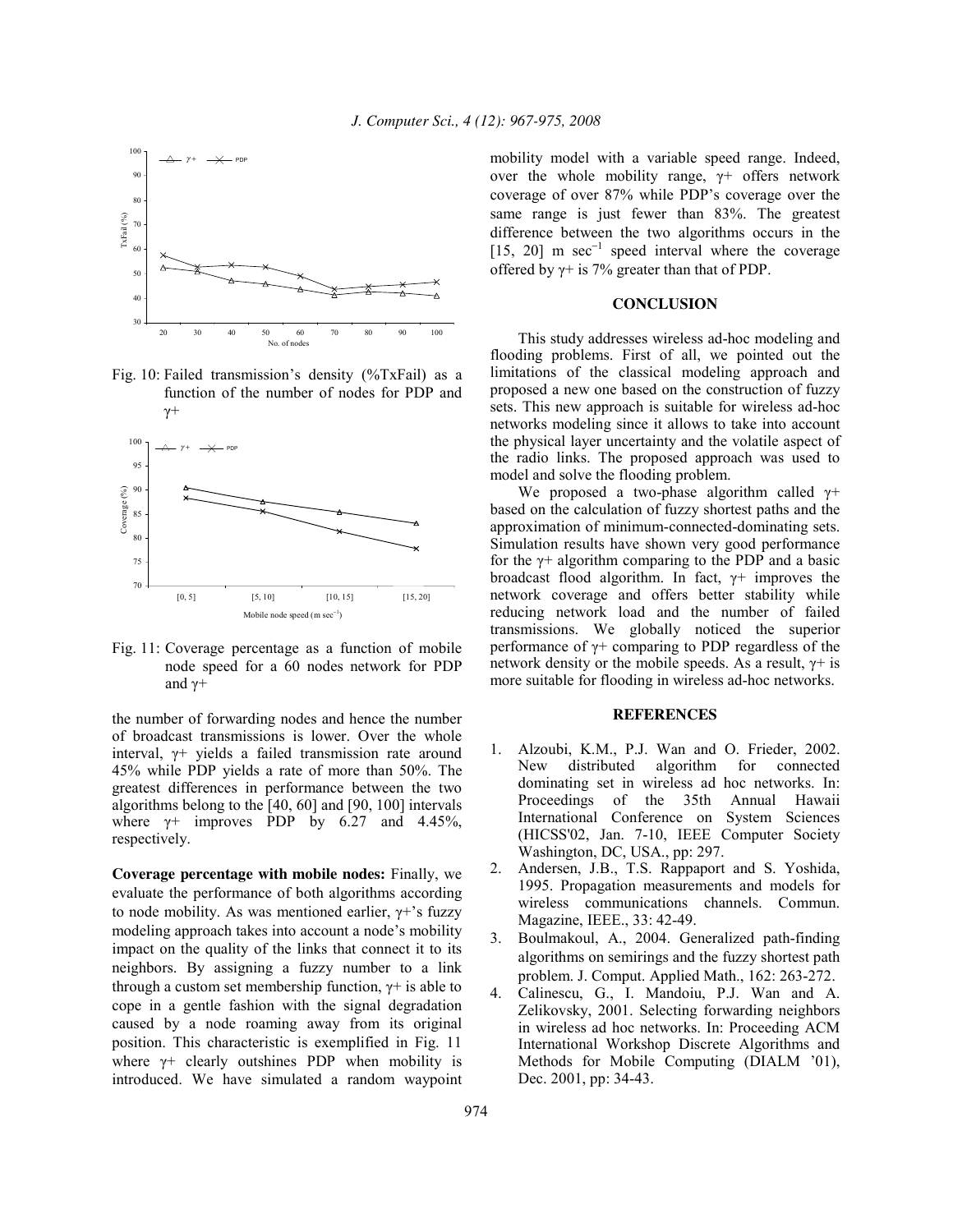100

γ+ PDP

90

80

TxFail (%)

70

60

50

40

30

20 30 40 50 60 70 80 90 100

No. of nodes

Fig. 10: Failed transmission's density (%TxFail) as a function of the number of nodes for PDP and γ+

100

γ+ PDP

95

90

Coverage (%)

85

80

75

70

[0, 5] [5, 10] [10, 15] [15, 20]

Mobile node speed (m sec$^{-1}$)

Fig. 11: Coverage percentage as a function of mobile node speed for a 60 nodes network for PDP and γ+

the number of forwarding nodes and hence the number of broadcast transmissions is lower. Over the whole interval, γ+ yields a failed transmission rate around 45% while PDP yields a rate of more than 50%. The greatest differences in performance between the two algorithms belong to the [40, 60] and [90, 100] intervals where γ+ improves PDP by 6.27 and 4.45%, respectively.

**Coverage percentage with mobile nodes:** Finally, we evaluate the performance of both algorithms according to node mobility. As was mentioned earlier, γ+'s fuzzy modeling approach takes into account a node's mobility impact on the quality of the links that connect it to its neighbors. By assigning a fuzzy number to a link through a custom set membership function, γ+ is able to cope in a gentle fashion with the signal degradation caused by a node roaming away from its original position. This characteristic is exemplified in Fig. 11 where γ+ clearly outshines PDP when mobility is introduced. We have simulated a random waypoint mobility model with a variable speed range. Indeed, over the whole mobility range, γ+ offers network coverage of over 87% while PDP's coverage over the same range is just fewer than 83%. The greatest difference between the two algorithms occurs in the [15, 20] m sec$^{-1}$ speed interval where the coverage offered by γ+ is 7% greater than that of PDP.

## CONCLUSION

This study addresses wireless ad-hoc modeling and flooding problems. First of all, we pointed out the limitations of the classical modeling approach and proposed a new one based on the construction of fuzzy sets. This new approach is suitable for wireless ad-hoc networks modeling since it allows to take into account the physical layer uncertainty and the volatile aspect of the radio links. The proposed approach was used to model and solve the flooding problem.

We proposed a two-phase algorithm called γ+ based on the calculation of fuzzy shortest paths and the approximation of minimum-connected-dominating sets. Simulation results have shown very good performance for the γ+ algorithm comparing to the PDP and a basic broadcast flood algorithm. In fact, γ+ improves the network coverage and offers better stability while reducing network load and the number of failed transmissions. We globally noticed the superior performance of γ+ comparing to PDP regardless of the network density or the mobile speeds. As a result, γ+ is more suitable for flooding in wireless ad-hoc networks.

## REFERENCES

1. Alzoubi, K.M., P.J. Wan and O. Frieder, 2002. New distributed algorithm for connected dominating set in wireless ad hoc networks. In: Proceedings of the 35th Annual Hawaii International Conference on System Sciences (HICSS'02, Jan. 7-10, IEEE Computer Society Washington, DC, USA., pp: 297.
2. Andersen, J.B., T.S. Rappaport and S. Yoshida, 1995. Propagation measurements and models for wireless communications channels. Commun. Magazine, IEEE., 33: 42-49.
3. Boulmakoul, A., 2004. Generalized path-finding algorithms on semirings and the fuzzy shortest path problem. J. Comput. Applied Math., 162: 263-272.
4. Calinescu, G., I. Mandoiu, P.J. Wan and A. Zelikovsky, 2001. Selecting forwarding neighbors in wireless ad hoc networks. In: Proceeding ACM International Workshop Discrete Algorithms and Methods for Mobile Computing (DIALM '01), Dec. 2001, pp: 34-43.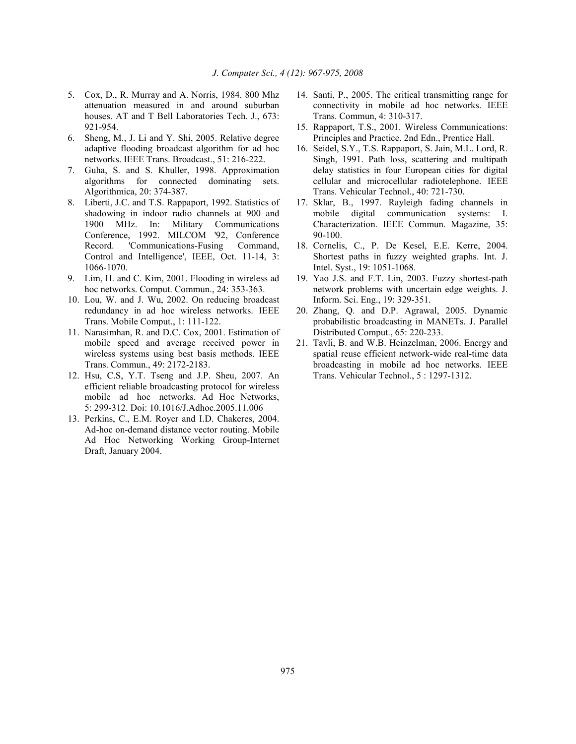5. Cox, D., R. Murray and A. Norris, 1984. 800 Mhz attenuation measured in and around suburban houses. AT and T Bell Laboratories Tech. J., 673: 921-954.
6. Sheng, M., J. Li and Y. Shi, 2005. Relative degree adaptive flooding broadcast algorithm for ad hoc networks. IEEE Trans. Broadcast., 51: 216-222.
7. Guha, S. and S. Khuller, 1998. Approximation algorithms for connected dominating sets. Algorithmica, 20: 374-387.
8. Liberti, J.C. and T.S. Rappaport, 1992. Statistics of shadowing in indoor radio channels at 900 and 1900 MHz. In: Military Communications Conference, 1992. MILCOM '92, Conference Record. 'Communications-Fusing Command, Control and Intelligence', IEEE, Oct. 11-14, 3: 1066-1070.
9. Lim, H. and C. Kim, 2001. Flooding in wireless ad hoc networks. Comput. Commun., 24: 353-363.
10. Lou, W. and J. Wu, 2002. On reducing broadcast redundancy in ad hoc wireless networks. IEEE Trans. Mobile Comput., 1: 111-122.
11. Narasimhan, R. and D.C. Cox, 2001. Estimation of mobile speed and average received power in wireless systems using best basis methods. IEEE Trans. Commun., 49: 2172-2183.
12. Hsu, C.S, Y.T. Tseng and J.P. Sheu, 2007. An efficient reliable broadcasting protocol for wireless mobile ad hoc networks. Ad Hoc Networks, 5: 299-312. Doi: 10.1016/J.Adhoc.2005.11.006
13. Perkins, C., E.M. Royer and I.D. Chakeres, 2004. Ad-hoc on-demand distance vector routing. Mobile Ad Hoc Networking Working Group-Internet Draft, January 2004.
14. Santi, P., 2005. The critical transmitting range for connectivity in mobile ad hoc networks. IEEE Trans. Commun, 4: 310-317.
15. Rappaport, T.S., 2001. Wireless Communications: Principles and Practice. 2nd Edn., Prentice Hall.
16. Seidel, S.Y., T.S. Rappaport, S. Jain, M.L. Lord, R. Singh, 1991. Path loss, scattering and multipath delay statistics in four European cities for digital cellular and microcellular radiotelephone. IEEE Trans. Vehicular Technol., 40: 721-730.
17. Sklar, B., 1997. Rayleigh fading channels in mobile digital communication systems: I. Characterization. IEEE Commun. Magazine, 35: 90-100.
18. Cornelis, C., P. De Kesel, E.E. Kerre, 2004. Shortest paths in fuzzy weighted graphs. Int. J. Intel. Syst., 19: 1051-1068.
19. Yao J.S. and F.T. Lin, 2003. Fuzzy shortest-path network problems with uncertain edge weights. J. Inform. Sci. Eng., 19: 329-351.
20. Zhang, Q. and D.P. Agrawal, 2005. Dynamic probabilistic broadcasting in MANETs. J. Parallel Distributed Comput., 65: 220-233.
21. Tavli, B. and W.B. Heinzelman, 2006. Energy and spatial reuse efficient network-wide real-time data broadcasting in mobile ad hoc networks. IEEE Trans. Vehicular Technol., 5 : 1297-1312.